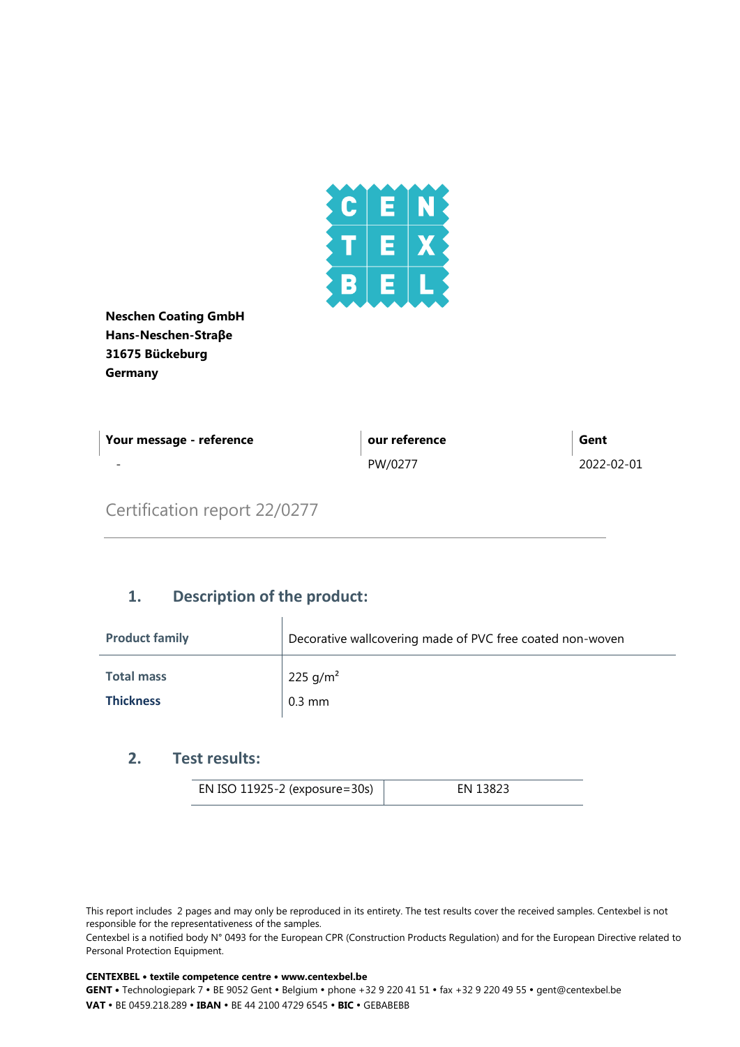**Neschen Coating GmbH**
**Hans-Neschen-Straβe**
**31675 Bückeburg**
**Germany**

| **Your message - reference** | **our reference** | **Gent** |
|---|---|---|
| - | PW/0277 | 2022-02-01 |

# Certification report 22/0277

## 1. Description of the product:

| **Product family** | Decorative wallcovering made of PVC free coated non-woven |
|---|---|
| **Total mass** | 225 g/m² |
| **Thickness** | 0.3 mm |

## 2. Test results:

| EN ISO 11925-2 (exposure=30s) | EN 13823 |
|---|---|

This report includes 2 pages and may only be reproduced in its entirety. The test results cover the received samples. Centexbel is not responsible for the representativeness of the samples.
Centexbel is a notified body N° 0493 for the European CPR (Construction Products Regulation) and for the European Directive related to Personal Protection Equipment.

**CENTEXBEL • textile competence centre • www.centexbel.be**
**GENT •** Technologiepark 7 • BE 9052 Gent • Belgium • phone +32 9 220 41 51 • fax +32 9 220 49 55 • gent@centexbel.be
**VAT** • BE 0459.218.289 • **IBAN** • BE 44 2100 4729 6545 • **BIC** • GEBABEBB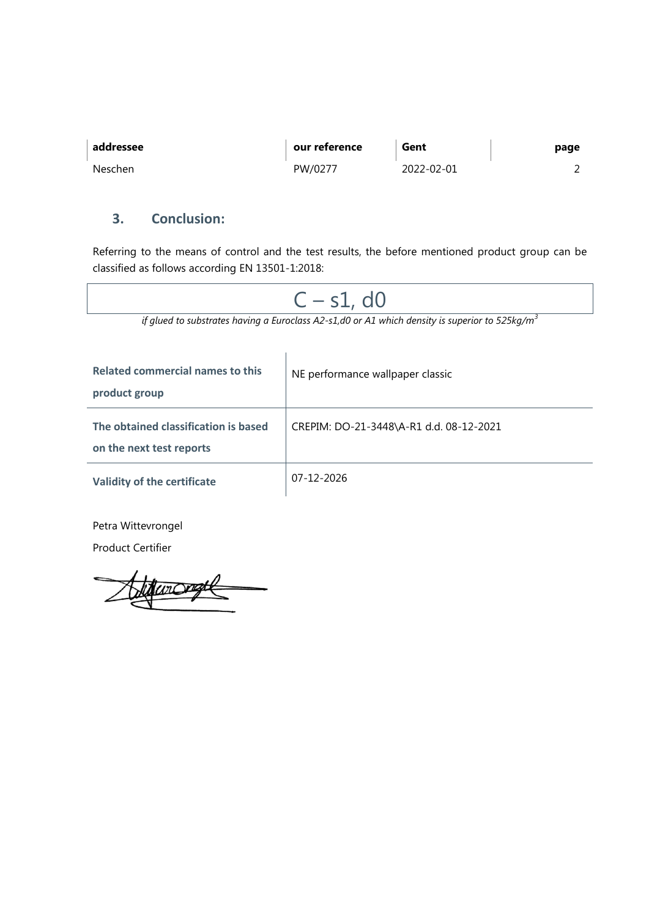| addressee | our reference | Gent | page |
|---|---|---|---|
| Neschen | PW/0277 | 2022-02-01 | 2 |

## 3. Conclusion:

Referring to the means of control and the test results, the before mentioned product group can be classified as follows according EN 13501-1:2018:

| C – s1, d0 |
|---|

*if glued to substrates having a Euroclass A2-s1,d0 or A1 which density is superior to 525kg/m³*

| | |
|---|---|
| **Related commercial names to this product group** | NE performance wallpaper classic |
| **The obtained classification is based on the next test reports** | CREPIM: DO-21-3448\A-R1 d.d. 08-12-2021 |
| **Validity of the certificate** | 07-12-2026 |

Petra Wittevrongel

Product Certifier